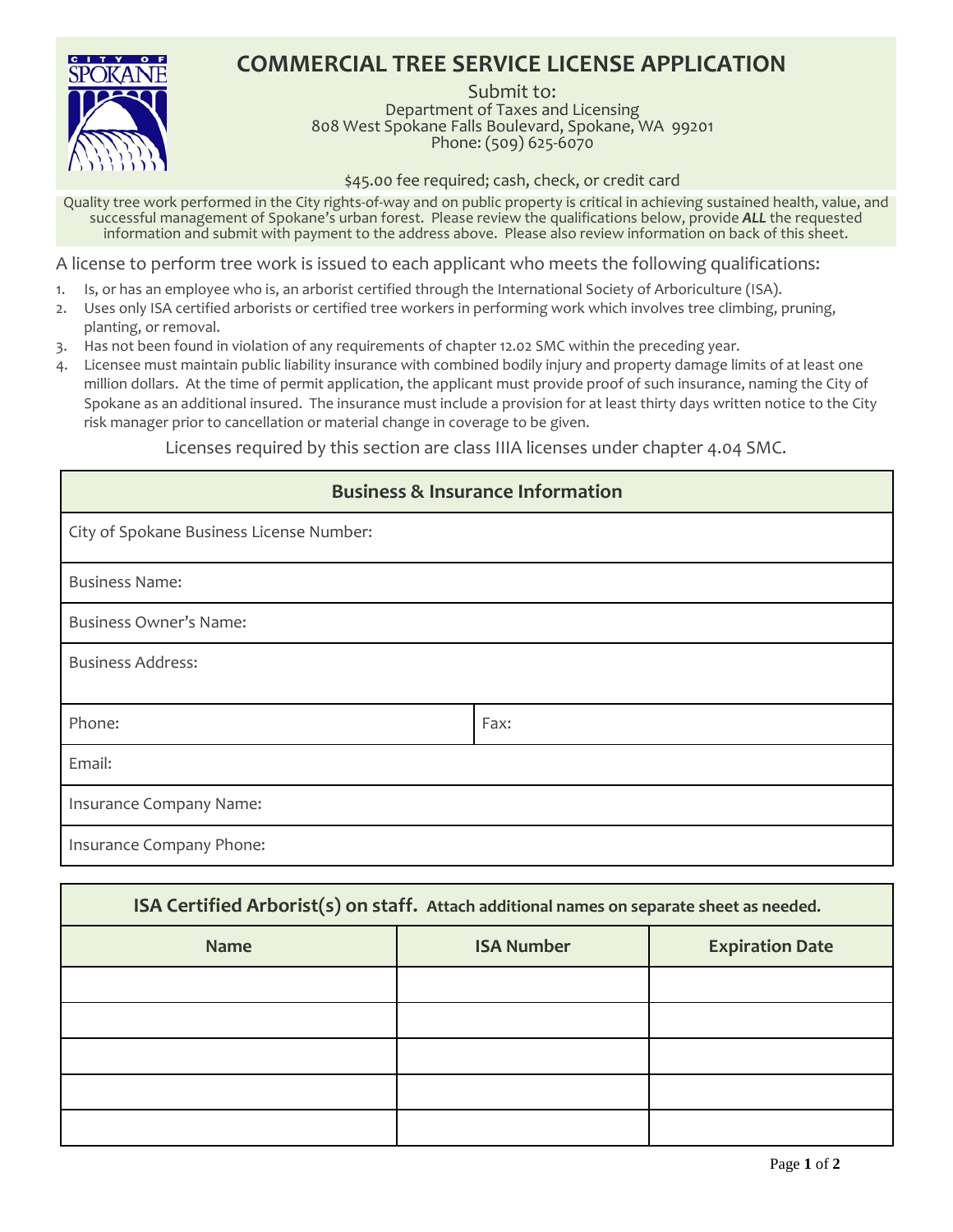# COMMERCIAL TREE SERVICE LICENSE APPLICATION

Submit to:
Department of Taxes and Licensing
808 West Spokane Falls Boulevard, Spokane, WA 99201
Phone: (509) 625-6070

$45.00 fee required; cash, check, or credit card

Quality tree work performed in the City rights-of-way and on public property is critical in achieving sustained health, value, and successful management of Spokane's urban forest. Please review the qualifications below, provide ***ALL*** the requested information and submit with payment to the address above. Please also review information on back of this sheet.

A license to perform tree work is issued to each applicant who meets the following qualifications:

1. Is, or has an employee who is, an arborist certified through the International Society of Arboriculture (ISA).
2. Uses only ISA certified arborists or certified tree workers in performing work which involves tree climbing, pruning, planting, or removal.
3. Has not been found in violation of any requirements of chapter 12.02 SMC within the preceding year.
4. Licensee must maintain public liability insurance with combined bodily injury and property damage limits of at least one million dollars. At the time of permit application, the applicant must provide proof of such insurance, naming the City of Spokane as an additional insured. The insurance must include a provision for at least thirty days written notice to the City risk manager prior to cancellation or material change in coverage to be given.

Licenses required by this section are class IIIA licenses under chapter 4.04 SMC.

| Business & Insurance Information | |
|---|---|
| City of Spokane Business License Number: | |
| Business Name: | |
| Business Owner's Name: | |
| Business Address: | |
| Phone: | Fax: |
| Email: | |
| Insurance Company Name: | |
| Insurance Company Phone: | |

**ISA Certified Arborist(s) on staff.** **Attach additional names on separate sheet as needed.**

| Name | ISA Number | Expiration Date |
|---|---|---|
| | | |
| | | |
| | | |
| | | |
| | | |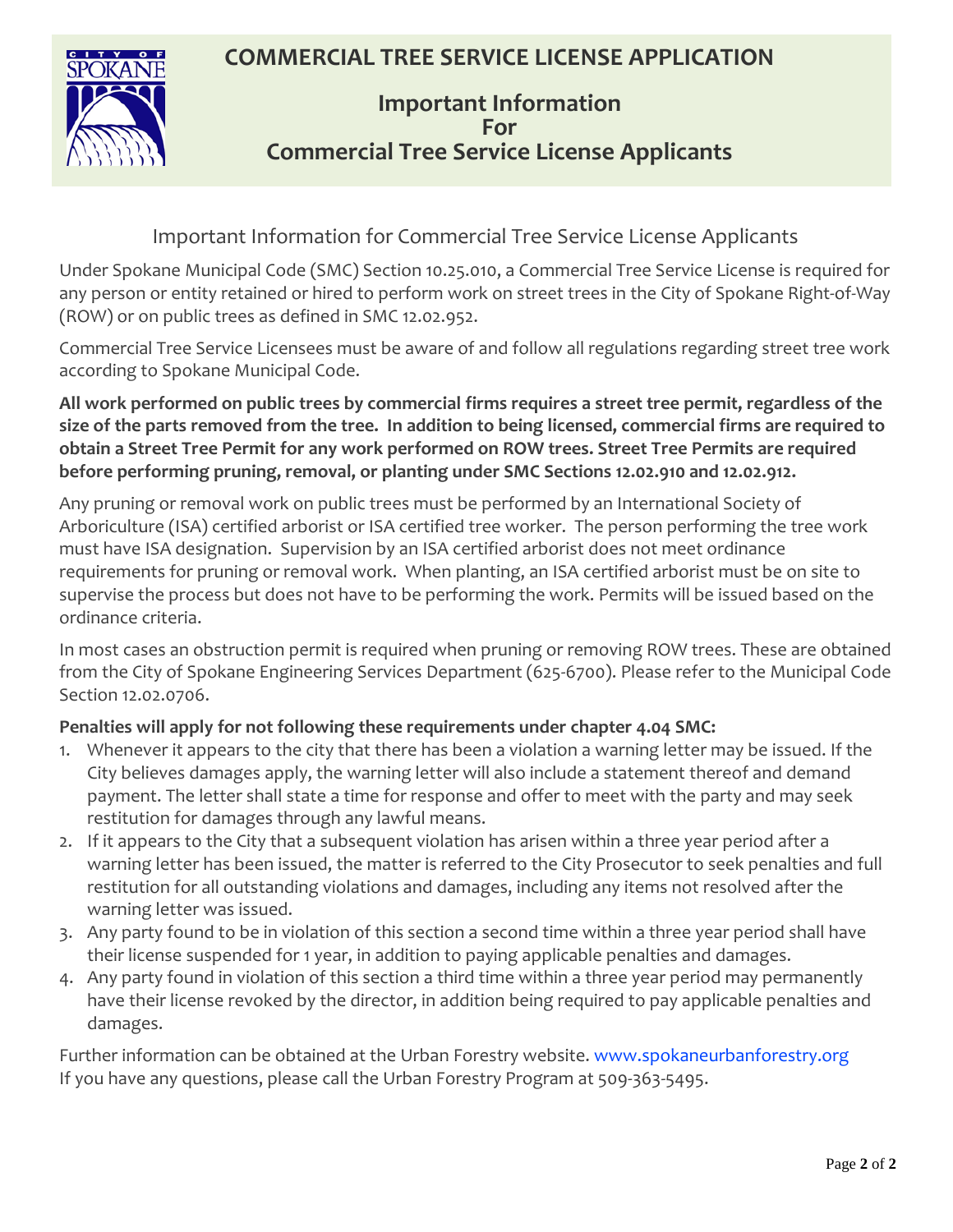# COMMERCIAL TREE SERVICE LICENSE APPLICATION

## Important Information For Commercial Tree Service License Applicants

### Important Information for Commercial Tree Service License Applicants

Under Spokane Municipal Code (SMC) Section 10.25.010, a Commercial Tree Service License is required for any person or entity retained or hired to perform work on street trees in the City of Spokane Right-of-Way (ROW) or on public trees as defined in SMC 12.02.952.

Commercial Tree Service Licensees must be aware of and follow all regulations regarding street tree work according to Spokane Municipal Code.

**All work performed on public trees by commercial firms requires a street tree permit, regardless of the size of the parts removed from the tree. In addition to being licensed, commercial firms are required to obtain a Street Tree Permit for any work performed on ROW trees. Street Tree Permits are required before performing pruning, removal, or planting under SMC Sections 12.02.910 and 12.02.912.**

Any pruning or removal work on public trees must be performed by an International Society of Arboriculture (ISA) certified arborist or ISA certified tree worker. The person performing the tree work must have ISA designation. Supervision by an ISA certified arborist does not meet ordinance requirements for pruning or removal work. When planting, an ISA certified arborist must be on site to supervise the process but does not have to be performing the work. Permits will be issued based on the ordinance criteria.

In most cases an obstruction permit is required when pruning or removing ROW trees. These are obtained from the City of Spokane Engineering Services Department (625-6700). Please refer to the Municipal Code Section 12.02.0706.

**Penalties will apply for not following these requirements under chapter 4.04 SMC:**

1. Whenever it appears to the city that there has been a violation a warning letter may be issued. If the City believes damages apply, the warning letter will also include a statement thereof and demand payment. The letter shall state a time for response and offer to meet with the party and may seek restitution for damages through any lawful means.
2. If it appears to the City that a subsequent violation has arisen within a three year period after a warning letter has been issued, the matter is referred to the City Prosecutor to seek penalties and full restitution for all outstanding violations and damages, including any items not resolved after the warning letter was issued.
3. Any party found to be in violation of this section a second time within a three year period shall have their license suspended for 1 year, in addition to paying applicable penalties and damages.
4. Any party found in violation of this section a third time within a three year period may permanently have their license revoked by the director, in addition being required to pay applicable penalties and damages.

Further information can be obtained at the Urban Forestry website. www.spokaneurbanforestry.org
If you have any questions, please call the Urban Forestry Program at 509-363-5495.